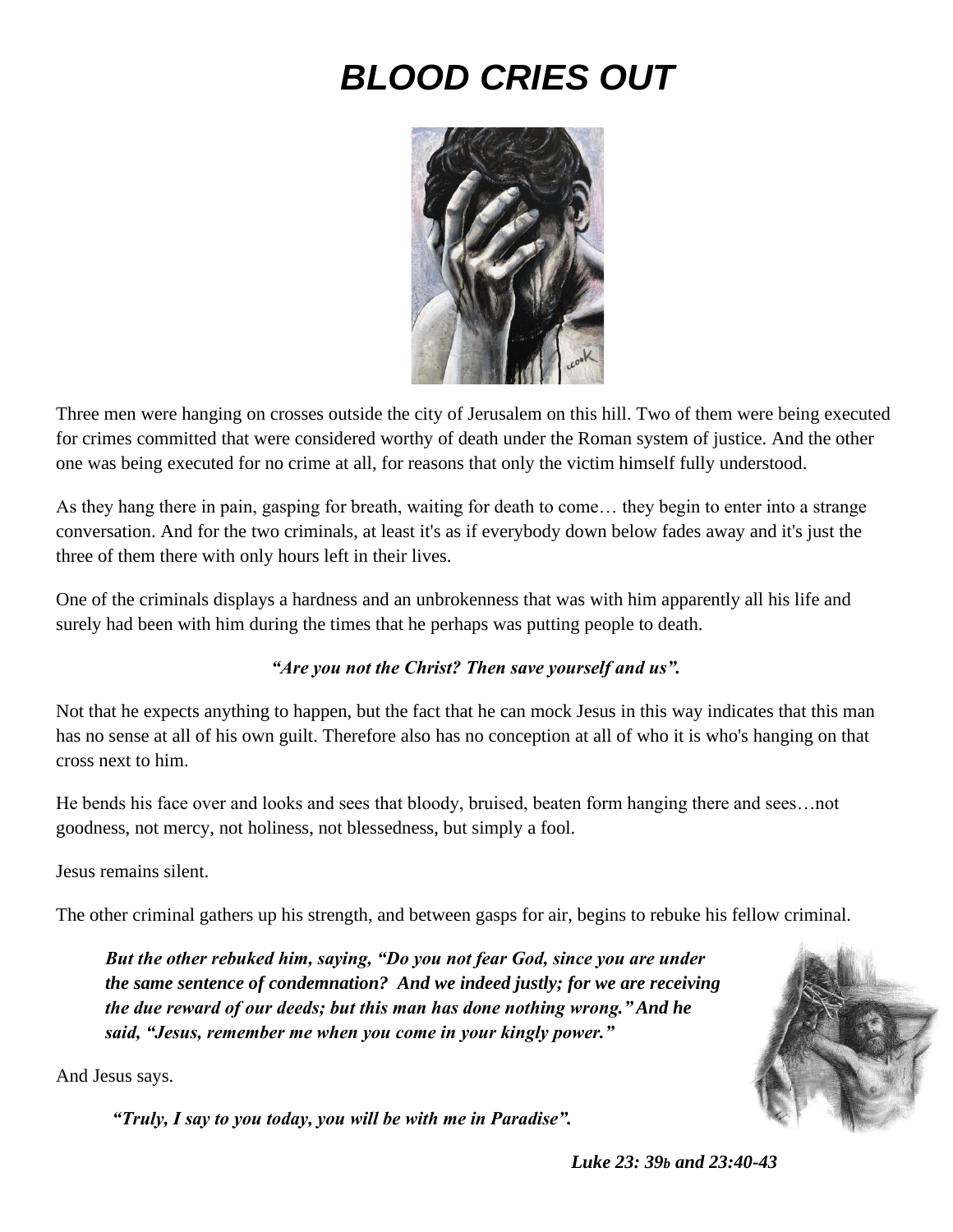# *BLOOD CRIES OUT*

Three men were hanging on crosses outside the city of Jerusalem on this hill. Two of them were being executed for crimes committed that were considered worthy of death under the Roman system of justice. And the other one was being executed for no crime at all, for reasons that only the victim himself fully understood.

As they hang there in pain, gasping for breath, waiting for death to come… they begin to enter into a strange conversation. And for the two criminals, at least it's as if everybody down below fades away and it's just the three of them there with only hours left in their lives.

One of the criminals displays a hardness and an unbrokenness that was with him apparently all his life and surely had been with him during the times that he perhaps was putting people to death.

***"Are you not the Christ? Then save yourself and us".***

Not that he expects anything to happen, but the fact that he can mock Jesus in this way indicates that this man has no sense at all of his own guilt. Therefore also has no conception at all of who it is who's hanging on that cross next to him.

He bends his face over and looks and sees that bloody, bruised, beaten form hanging there and sees…not goodness, not mercy, not holiness, not blessedness, but simply a fool.

Jesus remains silent.

The other criminal gathers up his strength, and between gasps for air, begins to rebuke his fellow criminal.

> ***But the other rebuked him, saying, "Do you not fear God, since you are under the same sentence of condemnation? And we indeed justly; for we are receiving the due reward of our deeds; but this man has done nothing wrong." And he said, "Jesus, remember me when you come in your kingly power."***

And Jesus says.

> ***"Truly, I say to you today, you will be with me in Paradise".***

***Luke 23: 39b and 23:40-43***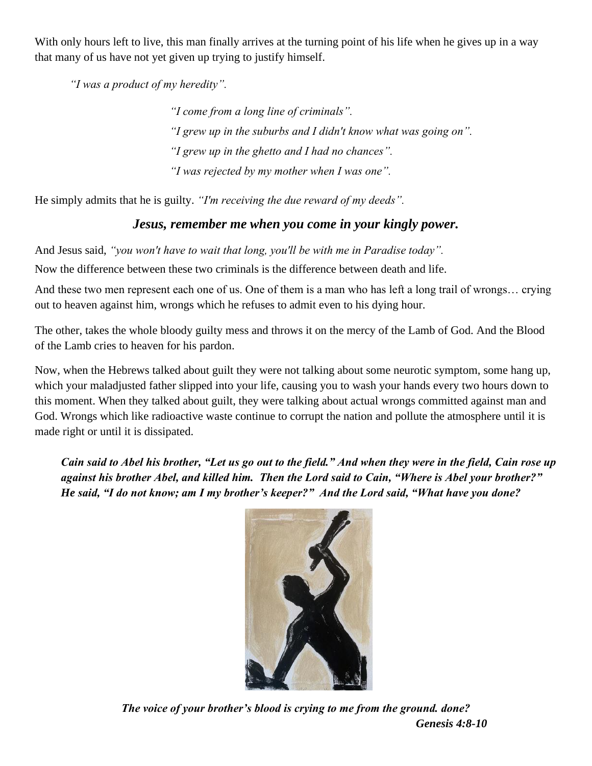With only hours left to live, this man finally arrives at the turning point of his life when he gives up in a way that many of us have not yet given up trying to justify himself.

*"I was a product of my heredity".*

*"I come from a long line of criminals".*

*"I grew up in the suburbs and I didn't know what was going on".*

*"I grew up in the ghetto and I had no chances".*

*"I was rejected by my mother when I was one".*

He simply admits that he is guilty. *"I'm receiving the due reward of my deeds".*

***Jesus, remember me when you come in your kingly power.***

And Jesus said, *"you won't have to wait that long, you'll be with me in Paradise today".*

Now the difference between these two criminals is the difference between death and life.

And these two men represent each one of us. One of them is a man who has left a long trail of wrongs… crying out to heaven against him, wrongs which he refuses to admit even to his dying hour.

The other, takes the whole bloody guilty mess and throws it on the mercy of the Lamb of God. And the Blood of the Lamb cries to heaven for his pardon.

Now, when the Hebrews talked about guilt they were not talking about some neurotic symptom, some hang up, which your maladjusted father slipped into your life, causing you to wash your hands every two hours down to this moment. When they talked about guilt, they were talking about actual wrongs committed against man and God. Wrongs which like radioactive waste continue to corrupt the nation and pollute the atmosphere until it is made right or until it is dissipated.

***Cain said to Abel his brother, "Let us go out to the field." And when they were in the field, Cain rose up against his brother Abel, and killed him. Then the Lord said to Cain, "Where is Abel your brother?" He said, "I do not know; am I my brother's keeper?" And the Lord said, "What have you done?***

***The voice of your brother's blood is crying to me from the ground. done?***

***Genesis 4:8-10***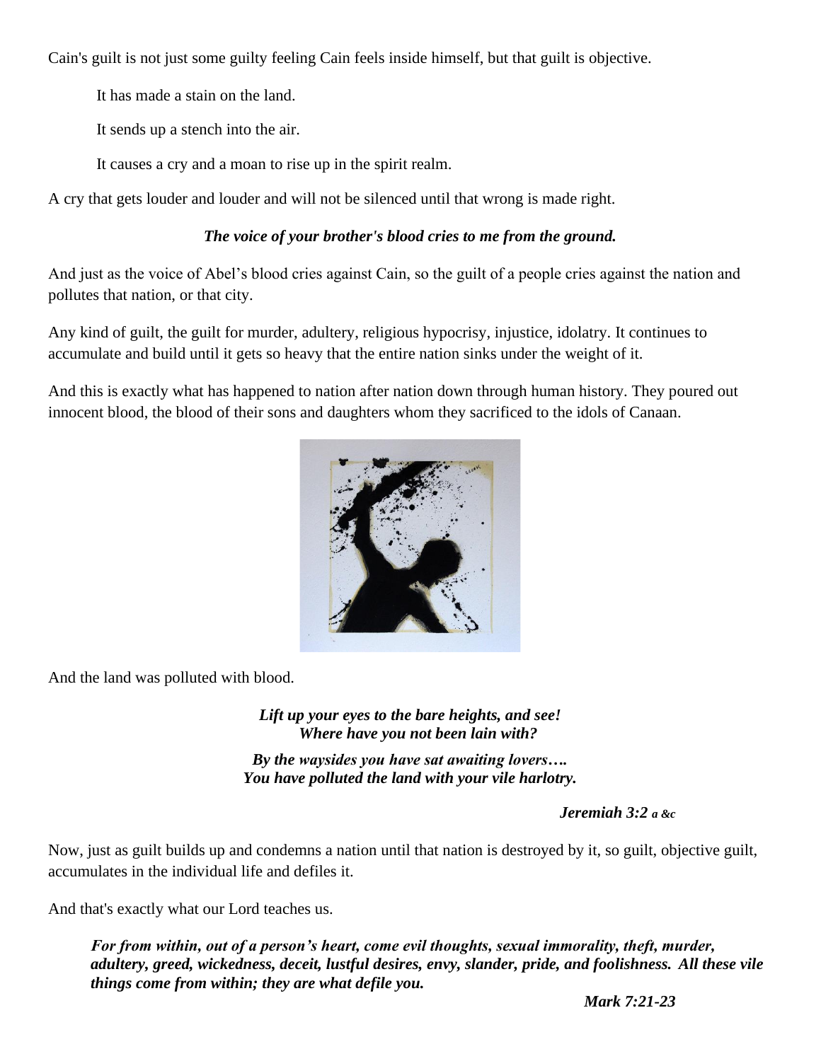Cain's guilt is not just some guilty feeling Cain feels inside himself, but that guilt is objective.

It has made a stain on the land.

It sends up a stench into the air.

It causes a cry and a moan to rise up in the spirit realm.

A cry that gets louder and louder and will not be silenced until that wrong is made right.

***The voice of your brother's blood cries to me from the ground.***

And just as the voice of Abel's blood cries against Cain, so the guilt of a people cries against the nation and pollutes that nation, or that city.

Any kind of guilt, the guilt for murder, adultery, religious hypocrisy, injustice, idolatry. It continues to accumulate and build until it gets so heavy that the entire nation sinks under the weight of it.

And this is exactly what has happened to nation after nation down through human history. They poured out innocent blood, the blood of their sons and daughters whom they sacrificed to the idols of Canaan.

And the land was polluted with blood.

***Lift up your eyes to the bare heights, and see!***
***Where have you not been lain with?***

***By the waysides you have sat awaiting lovers….***
***You have polluted the land with your vile harlotry.***

***Jeremiah 3:2** a &c*

Now, just as guilt builds up and condemns a nation until that nation is destroyed by it, so guilt, objective guilt, accumulates in the individual life and defiles it.

And that's exactly what our Lord teaches us.

***For from within, out of a person's heart, come evil thoughts, sexual immorality, theft, murder, adultery, greed, wickedness, deceit, lustful desires, envy, slander, pride, and foolishness. All these vile things come from within; they are what defile you.***

***Mark 7:21-23***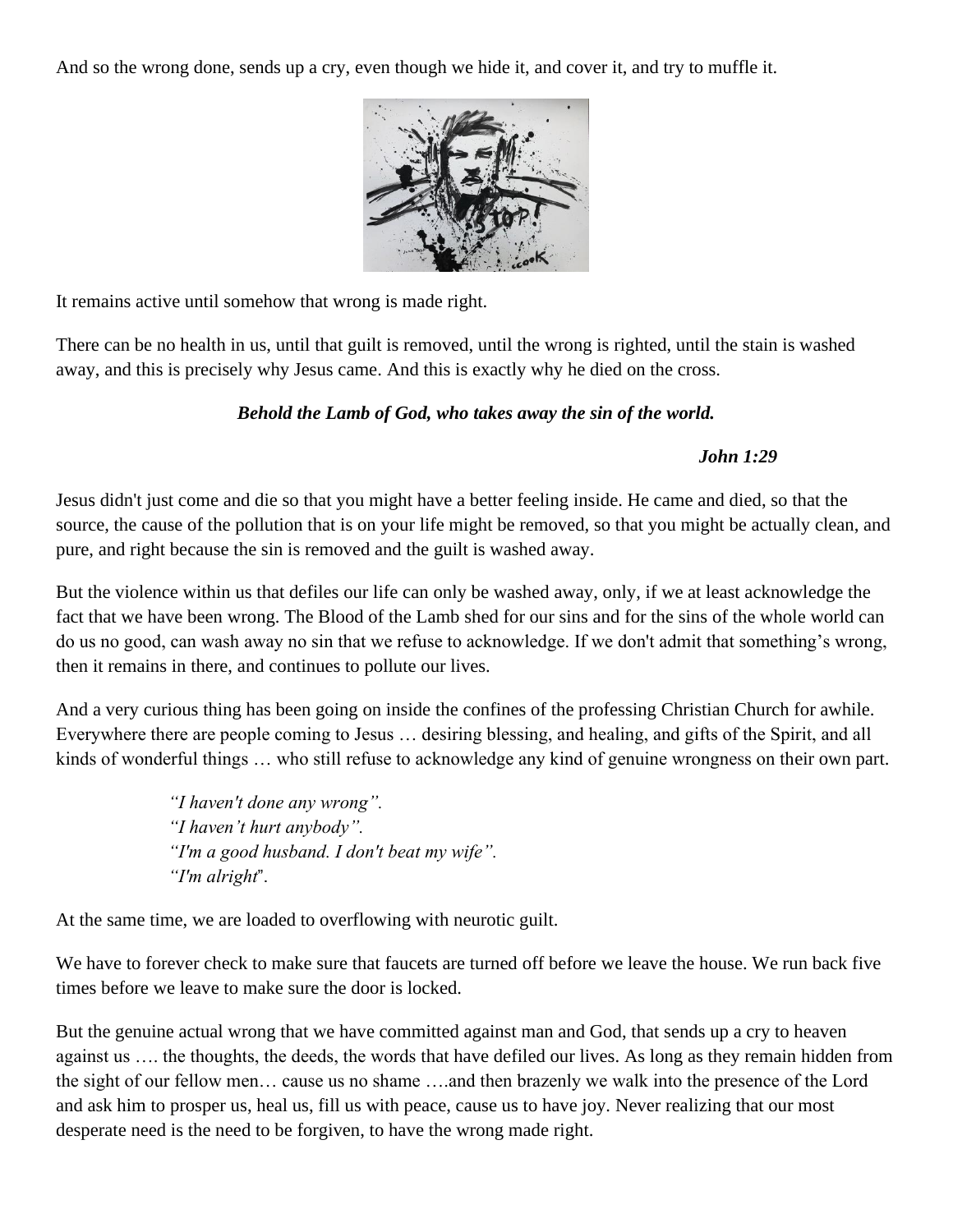And so the wrong done, sends up a cry, even though we hide it, and cover it, and try to muffle it.

It remains active until somehow that wrong is made right.

There can be no health in us, until that guilt is removed, until the wrong is righted, until the stain is washed away, and this is precisely why Jesus came. And this is exactly why he died on the cross.

***Behold the Lamb of God, who takes away the sin of the world.***

***John 1:29***

Jesus didn't just come and die so that you might have a better feeling inside. He came and died, so that the source, the cause of the pollution that is on your life might be removed, so that you might be actually clean, and pure, and right because the sin is removed and the guilt is washed away.

But the violence within us that defiles our life can only be washed away, only, if we at least acknowledge the fact that we have been wrong. The Blood of the Lamb shed for our sins and for the sins of the whole world can do us no good, can wash away no sin that we refuse to acknowledge. If we don't admit that something's wrong, then it remains in there, and continues to pollute our lives.

And a very curious thing has been going on inside the confines of the professing Christian Church for awhile. Everywhere there are people coming to Jesus … desiring blessing, and healing, and gifts of the Spirit, and all kinds of wonderful things … who still refuse to acknowledge any kind of genuine wrongness on their own part.

*"I haven't done any wrong".*
*"I haven't hurt anybody".*
*"I'm a good husband. I don't beat my wife".*
*"I'm alright*".

At the same time, we are loaded to overflowing with neurotic guilt.

We have to forever check to make sure that faucets are turned off before we leave the house. We run back five times before we leave to make sure the door is locked.

But the genuine actual wrong that we have committed against man and God, that sends up a cry to heaven against us …. the thoughts, the deeds, the words that have defiled our lives. As long as they remain hidden from the sight of our fellow men… cause us no shame ….and then brazenly we walk into the presence of the Lord and ask him to prosper us, heal us, fill us with peace, cause us to have joy. Never realizing that our most desperate need is the need to be forgiven, to have the wrong made right.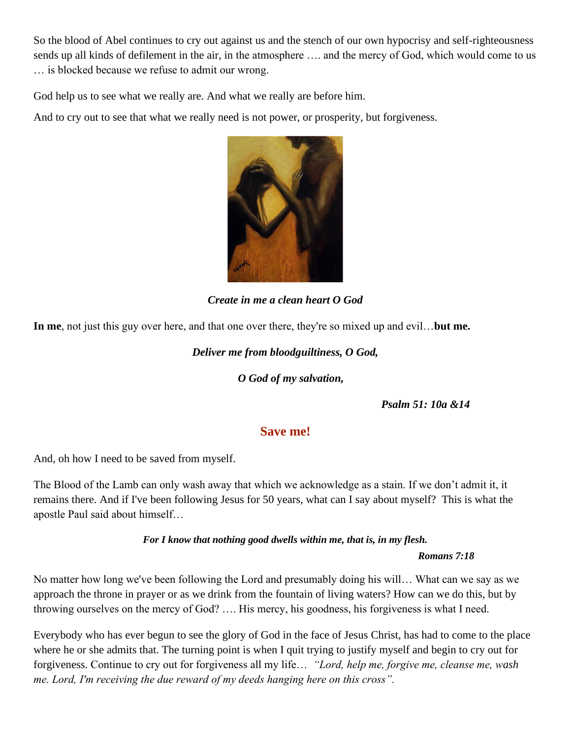So the blood of Abel continues to cry out against us and the stench of our own hypocrisy and self-righteousness sends up all kinds of defilement in the air, in the atmosphere …. and the mercy of God, which would come to us … is blocked because we refuse to admit our wrong.

God help us to see what we really are. And what we really are before him.

And to cry out to see that what we really need is not power, or prosperity, but forgiveness.

***Create in me a clean heart O God***

**In me**, not just this guy over here, and that one over there, they're so mixed up and evil…**but me.**

***Deliver me from bloodguiltiness, O God,***

***O God of my salvation,***

***Psalm 51: 10a &14***

## Save me!

And, oh how I need to be saved from myself.

The Blood of the Lamb can only wash away that which we acknowledge as a stain. If we don't admit it, it remains there. And if I've been following Jesus for 50 years, what can I say about myself? This is what the apostle Paul said about himself…

***For I know that nothing good dwells within me, that is, in my flesh.***

***Romans 7:18***

No matter how long we've been following the Lord and presumably doing his will… What can we say as we approach the throne in prayer or as we drink from the fountain of living waters? How can we do this, but by throwing ourselves on the mercy of God? …. His mercy, his goodness, his forgiveness is what I need.

Everybody who has ever begun to see the glory of God in the face of Jesus Christ, has had to come to the place where he or she admits that. The turning point is when I quit trying to justify myself and begin to cry out for forgiveness. Continue to cry out for forgiveness all my life… *"Lord, help me, forgive me, cleanse me, wash me. Lord, I'm receiving the due reward of my deeds hanging here on this cross".*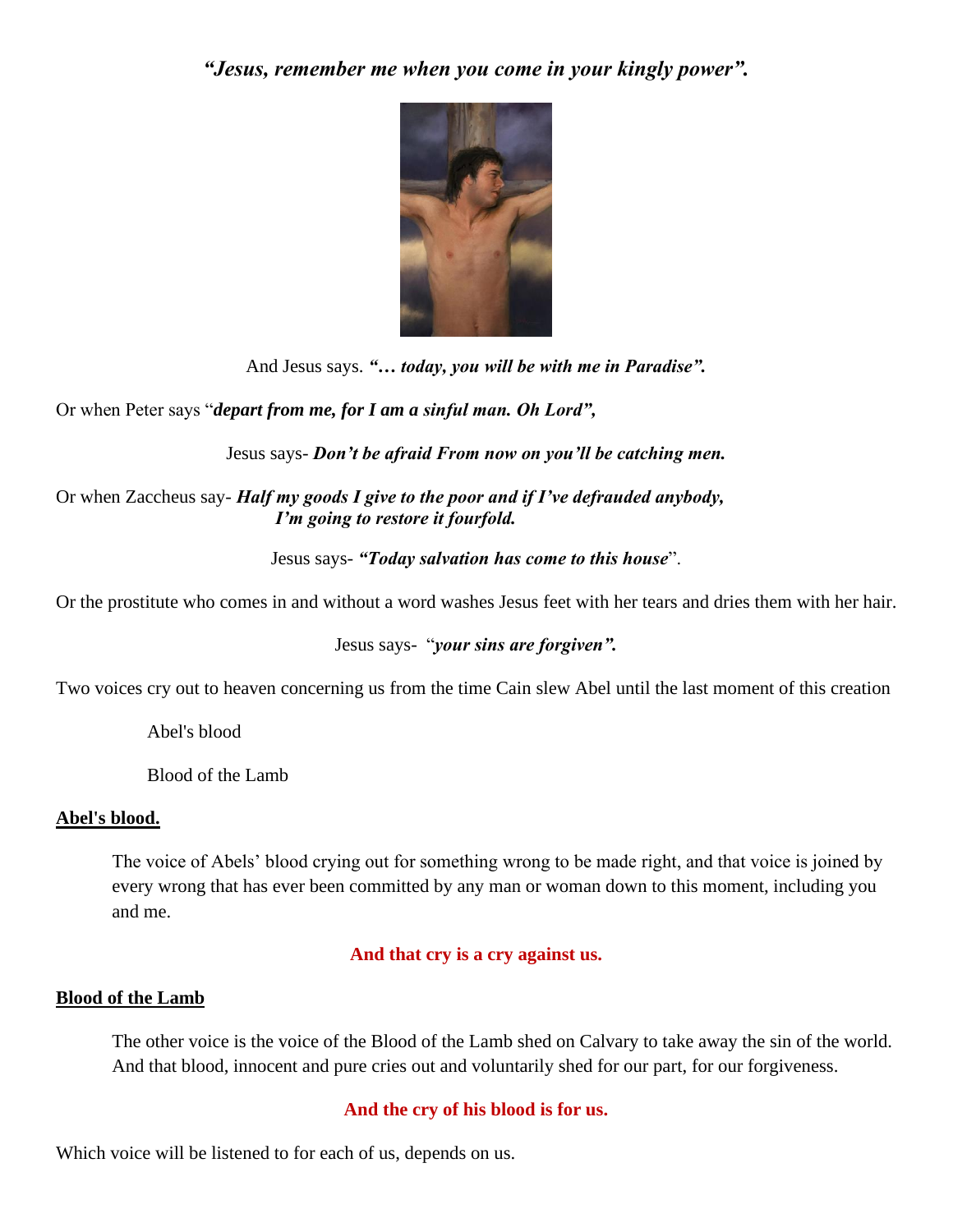***"Jesus, remember me when you come in your kingly power".***

And Jesus says. ***"… today, you will be with me in Paradise".***

Or when Peter says "***depart from me, for I am a sinful man. Oh Lord",***

Jesus says- ***Don't be afraid From now on you'll be catching men.***

Or when Zaccheus say- ***Half my goods I give to the poor and if I've defrauded anybody, I'm going to restore it fourfold.***

Jesus says- ***"Today salvation has come to this house***".

Or the prostitute who comes in and without a word washes Jesus feet with her tears and dries them with her hair.

Jesus says- "***your sins are forgiven".***

Two voices cry out to heaven concerning us from the time Cain slew Abel until the last moment of this creation

Abel's blood

Blood of the Lamb

**Abel's blood.**

The voice of Abels' blood crying out for something wrong to be made right, and that voice is joined by every wrong that has ever been committed by any man or woman down to this moment, including you and me.

**And that cry is a cry against us.**

**Blood of the Lamb**

The other voice is the voice of the Blood of the Lamb shed on Calvary to take away the sin of the world. And that blood, innocent and pure cries out and voluntarily shed for our part, for our forgiveness.

**And the cry of his blood is for us.**

Which voice will be listened to for each of us, depends on us.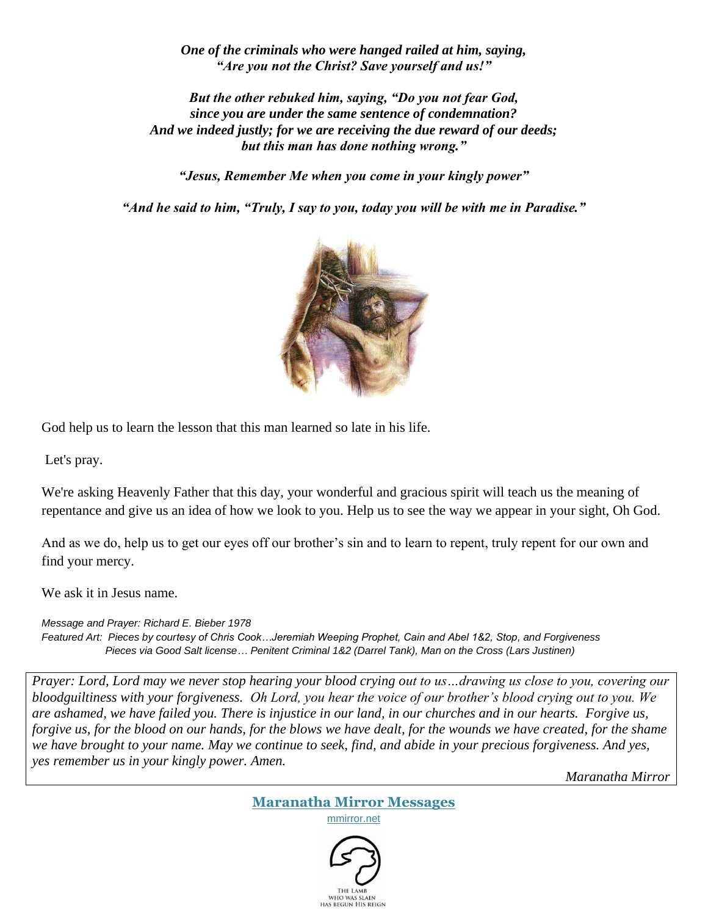***One of the criminals who were hanged railed at him, saying,***
***"Are you not the Christ? Save yourself and us!"***

***But the other rebuked him, saying, "Do you not fear God,***
***since you are under the same sentence of condemnation?***
***And we indeed justly; for we are receiving the due reward of our deeds;***
***but this man has done nothing wrong."***

***"Jesus, Remember Me when you come in your kingly power"***

***"And he said to him, "Truly, I say to you, today you will be with me in Paradise."***

God help us to learn the lesson that this man learned so late in his life.

Let's pray.

We're asking Heavenly Father that this day, your wonderful and gracious spirit will teach us the meaning of repentance and give us an idea of how we look to you. Help us to see the way we appear in your sight, Oh God.

And as we do, help us to get our eyes off our brother's sin and to learn to repent, truly repent for our own and find your mercy.

We ask it in Jesus name.

*Message and Prayer: Richard E. Bieber 1978*
*Featured Art: Pieces by courtesy of Chris Cook…Jeremiah Weeping Prophet, Cain and Abel 1&2, Stop, and Forgiveness*
*Pieces via Good Salt license… Penitent Criminal 1&2 (Darrel Tank), Man on the Cross (Lars Justinen)*

*Prayer: Lord, Lord may we never stop hearing your blood crying out to us…drawing us close to you, covering our bloodguiltiness with your forgiveness. Oh Lord, you hear the voice of our brother's blood crying out to you. We are ashamed, we have failed you. There is injustice in our land, in our churches and in our hearts. Forgive us, forgive us, for the blood on our hands, for the blows we have dealt, for the wounds we have created, for the shame we have brought to your name. May we continue to seek, find, and abide in your precious forgiveness. And yes, yes remember us in your kingly power. Amen.*

*Maranatha Mirror*

**Maranatha Mirror Messages**

mmirror.net

THE LAMB WHO WAS SLAIN HAS BEGUN HIS REIGN